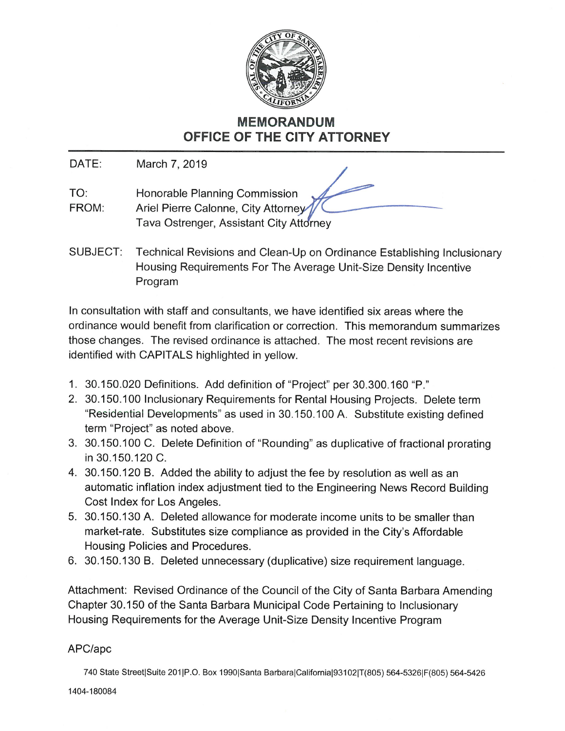# MEMORANDUM
## OFFICE OF THE CITY ATTORNEY

DATE: March 7, 2019

TO: Honorable Planning Commission

FROM: Ariel Pierre Calonne, City Attorney
Tava Ostrenger, Assistant City Attorney

SUBJECT: Technical Revisions and Clean-Up on Ordinance Establishing Inclusionary Housing Requirements For The Average Unit-Size Density Incentive Program

In consultation with staff and consultants, we have identified six areas where the ordinance would benefit from clarification or correction. This memorandum summarizes those changes. The revised ordinance is attached. The most recent revisions are identified with CAPITALS highlighted in yellow.

1. 30.150.020 Definitions. Add definition of "Project" per 30.300.160 "P."
2. 30.150.100 Inclusionary Requirements for Rental Housing Projects. Delete term "Residential Developments" as used in 30.150.100 A. Substitute existing defined term "Project" as noted above.
3. 30.150.100 C. Delete Definition of "Rounding" as duplicative of fractional prorating in 30.150.120 C.
4. 30.150.120 B. Added the ability to adjust the fee by resolution as well as an automatic inflation index adjustment tied to the Engineering News Record Building Cost Index for Los Angeles.
5. 30.150.130 A. Deleted allowance for moderate income units to be smaller than market-rate. Substitutes size compliance as provided in the City's Affordable Housing Policies and Procedures.
6. 30.150.130 B. Deleted unnecessary (duplicative) size requirement language.

Attachment: Revised Ordinance of the Council of the City of Santa Barbara Amending Chapter 30.150 of the Santa Barbara Municipal Code Pertaining to Inclusionary Housing Requirements for the Average Unit-Size Density Incentive Program

APC/apc

740 State Street|Suite 201|P.O. Box 1990|Santa Barbara|California|93102|T(805) 564-5326|F(805) 564-5426

1404-180084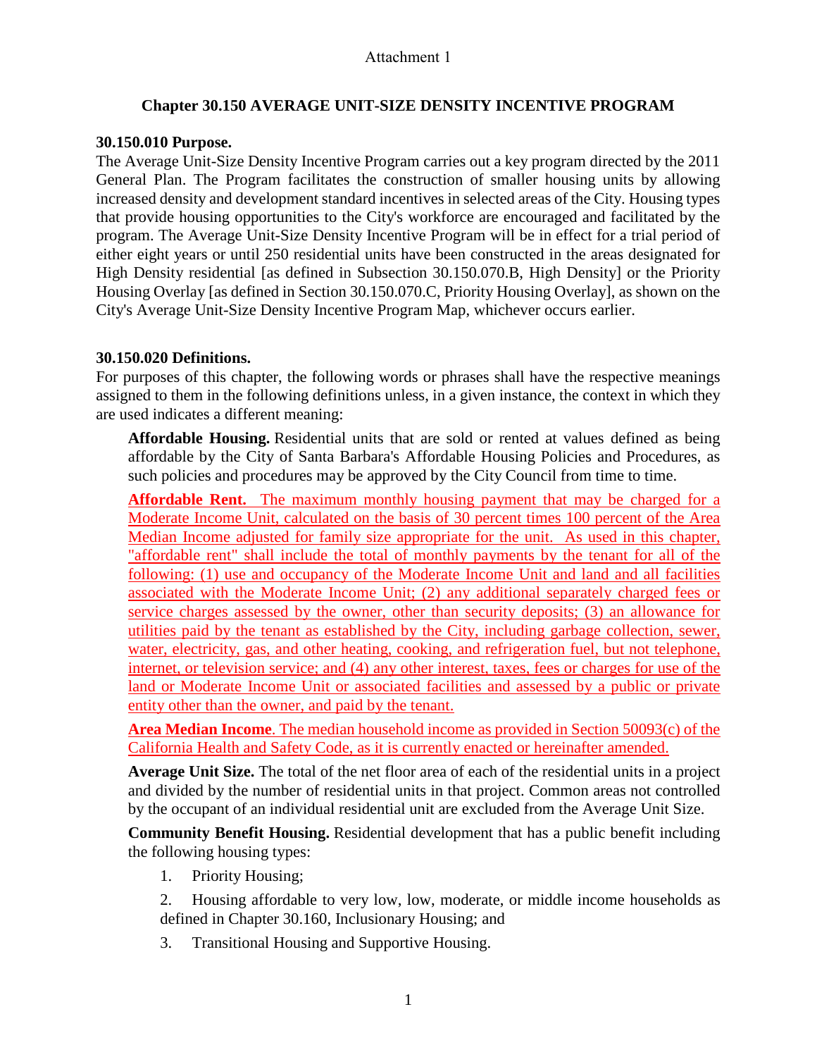Attachment 1

## Chapter 30.150 AVERAGE UNIT-SIZE DENSITY INCENTIVE PROGRAM

### 30.150.010 Purpose.

The Average Unit-Size Density Incentive Program carries out a key program directed by the 2011 General Plan. The Program facilitates the construction of smaller housing units by allowing increased density and development standard incentives in selected areas of the City. Housing types that provide housing opportunities to the City's workforce are encouraged and facilitated by the program. The Average Unit-Size Density Incentive Program will be in effect for a trial period of either eight years or until 250 residential units have been constructed in the areas designated for High Density residential [as defined in Subsection 30.150.070.B, High Density] or the Priority Housing Overlay [as defined in Section 30.150.070.C, Priority Housing Overlay], as shown on the City's Average Unit-Size Density Incentive Program Map, whichever occurs earlier.

### 30.150.020 Definitions.

For purposes of this chapter, the following words or phrases shall have the respective meanings assigned to them in the following definitions unless, in a given instance, the context in which they are used indicates a different meaning:

**Affordable Housing.** Residential units that are sold or rented at values defined as being affordable by the City of Santa Barbara's Affordable Housing Policies and Procedures, as such policies and procedures may be approved by the City Council from time to time.

**Affordable Rent.** The maximum monthly housing payment that may be charged for a Moderate Income Unit, calculated on the basis of 30 percent times 100 percent of the Area Median Income adjusted for family size appropriate for the unit. As used in this chapter, "affordable rent" shall include the total of monthly payments by the tenant for all of the following: (1) use and occupancy of the Moderate Income Unit and land and all facilities associated with the Moderate Income Unit; (2) any additional separately charged fees or service charges assessed by the owner, other than security deposits; (3) an allowance for utilities paid by the tenant as established by the City, including garbage collection, sewer, water, electricity, gas, and other heating, cooking, and refrigeration fuel, but not telephone, internet, or television service; and (4) any other interest, taxes, fees or charges for use of the land or Moderate Income Unit or associated facilities and assessed by a public or private entity other than the owner, and paid by the tenant.

**Area Median Income**. The median household income as provided in Section 50093(c) of the California Health and Safety Code, as it is currently enacted or hereinafter amended.

**Average Unit Size.** The total of the net floor area of each of the residential units in a project and divided by the number of residential units in that project. Common areas not controlled by the occupant of an individual residential unit are excluded from the Average Unit Size.

**Community Benefit Housing.** Residential development that has a public benefit including the following housing types:

1. Priority Housing;
2. Housing affordable to very low, low, moderate, or middle income households as defined in Chapter 30.160, Inclusionary Housing; and
3. Transitional Housing and Supportive Housing.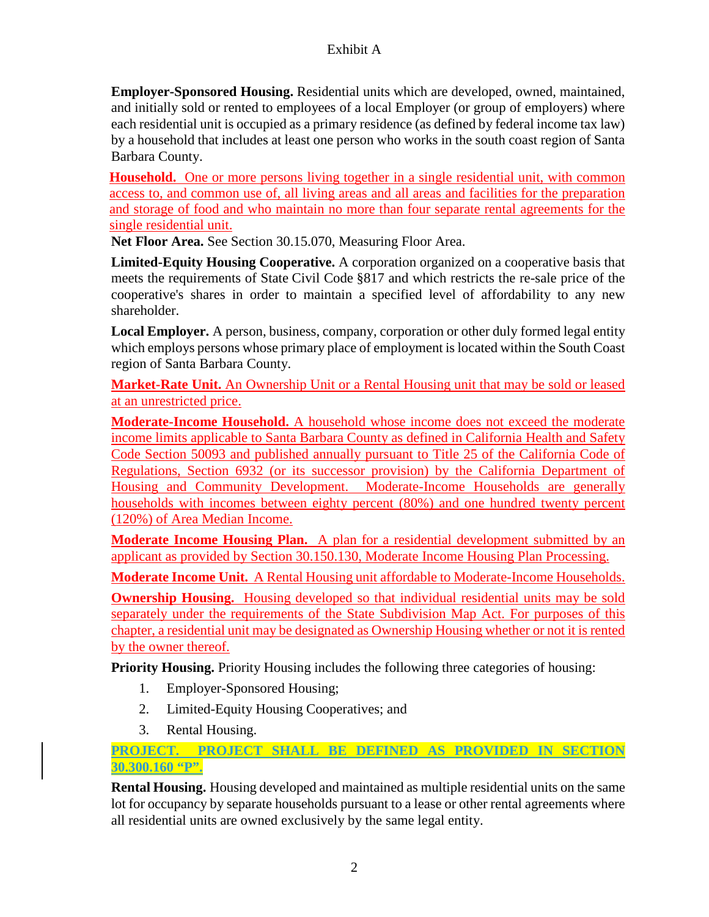Exhibit A

**Employer-Sponsored Housing.** Residential units which are developed, owned, maintained, and initially sold or rented to employees of a local Employer (or group of employers) where each residential unit is occupied as a primary residence (as defined by federal income tax law) by a household that includes at least one person who works in the south coast region of Santa Barbara County.

**Household.** One or more persons living together in a single residential unit, with common access to, and common use of, all living areas and all areas and facilities for the preparation and storage of food and who maintain no more than four separate rental agreements for the single residential unit.

**Net Floor Area.** See Section 30.15.070, Measuring Floor Area.

**Limited-Equity Housing Cooperative.** A corporation organized on a cooperative basis that meets the requirements of State Civil Code §817 and which restricts the re-sale price of the cooperative's shares in order to maintain a specified level of affordability to any new shareholder.

**Local Employer.** A person, business, company, corporation or other duly formed legal entity which employs persons whose primary place of employment is located within the South Coast region of Santa Barbara County.

**Market-Rate Unit.** An Ownership Unit or a Rental Housing unit that may be sold or leased at an unrestricted price.

**Moderate-Income Household.** A household whose income does not exceed the moderate income limits applicable to Santa Barbara County as defined in California Health and Safety Code Section 50093 and published annually pursuant to Title 25 of the California Code of Regulations, Section 6932 (or its successor provision) by the California Department of Housing and Community Development. Moderate-Income Households are generally households with incomes between eighty percent (80%) and one hundred twenty percent (120%) of Area Median Income.

**Moderate Income Housing Plan.** A plan for a residential development submitted by an applicant as provided by Section 30.150.130, Moderate Income Housing Plan Processing.

**Moderate Income Unit.** A Rental Housing unit affordable to Moderate-Income Households.

**Ownership Housing.** Housing developed so that individual residential units may be sold separately under the requirements of the State Subdivision Map Act. For purposes of this chapter, a residential unit may be designated as Ownership Housing whether or not it is rented by the owner thereof.

**Priority Housing.** Priority Housing includes the following three categories of housing:

1. Employer-Sponsored Housing;
2. Limited-Equity Housing Cooperatives; and
3. Rental Housing.

**PROJECT.** PROJECT SHALL BE DEFINED AS PROVIDED IN SECTION 30.300.160 "P".

**Rental Housing.** Housing developed and maintained as multiple residential units on the same lot for occupancy by separate households pursuant to a lease or other rental agreements where all residential units are owned exclusively by the same legal entity.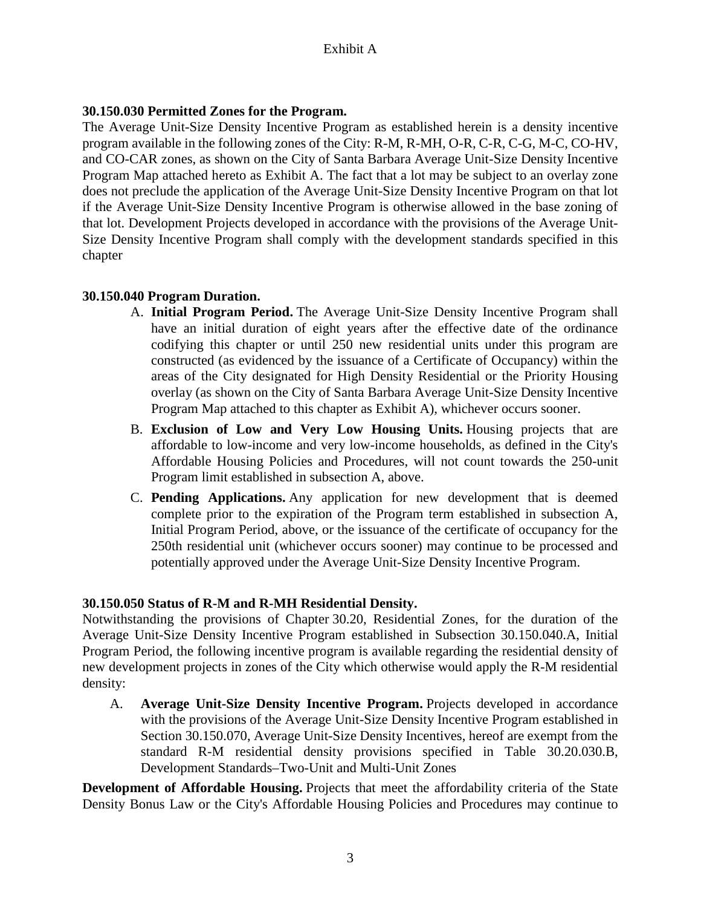Exhibit A

**30.150.030 Permitted Zones for the Program.**

The Average Unit-Size Density Incentive Program as established herein is a density incentive program available in the following zones of the City: R-M, R-MH, O-R, C-R, C-G, M-C, CO-HV, and CO-CAR zones, as shown on the City of Santa Barbara Average Unit-Size Density Incentive Program Map attached hereto as Exhibit A. The fact that a lot may be subject to an overlay zone does not preclude the application of the Average Unit-Size Density Incentive Program on that lot if the Average Unit-Size Density Incentive Program is otherwise allowed in the base zoning of that lot. Development Projects developed in accordance with the provisions of the Average Unit-Size Density Incentive Program shall comply with the development standards specified in this chapter

**30.150.040 Program Duration.**

A. **Initial Program Period.** The Average Unit-Size Density Incentive Program shall have an initial duration of eight years after the effective date of the ordinance codifying this chapter or until 250 new residential units under this program are constructed (as evidenced by the issuance of a Certificate of Occupancy) within the areas of the City designated for High Density Residential or the Priority Housing overlay (as shown on the City of Santa Barbara Average Unit-Size Density Incentive Program Map attached to this chapter as Exhibit A), whichever occurs sooner.

B. **Exclusion of Low and Very Low Housing Units.** Housing projects that are affordable to low-income and very low-income households, as defined in the City's Affordable Housing Policies and Procedures, will not count towards the 250-unit Program limit established in subsection A, above.

C. **Pending Applications.** Any application for new development that is deemed complete prior to the expiration of the Program term established in subsection A, Initial Program Period, above, or the issuance of the certificate of occupancy for the 250th residential unit (whichever occurs sooner) may continue to be processed and potentially approved under the Average Unit-Size Density Incentive Program.

**30.150.050 Status of R-M and R-MH Residential Density.**

Notwithstanding the provisions of Chapter 30.20, Residential Zones, for the duration of the Average Unit-Size Density Incentive Program established in Subsection 30.150.040.A, Initial Program Period, the following incentive program is available regarding the residential density of new development projects in zones of the City which otherwise would apply the R-M residential density:

A. **Average Unit-Size Density Incentive Program.** Projects developed in accordance with the provisions of the Average Unit-Size Density Incentive Program established in Section 30.150.070, Average Unit-Size Density Incentives, hereof are exempt from the standard R-M residential density provisions specified in Table 30.20.030.B, Development Standards–Two-Unit and Multi-Unit Zones

**Development of Affordable Housing.** Projects that meet the affordability criteria of the State Density Bonus Law or the City's Affordable Housing Policies and Procedures may continue to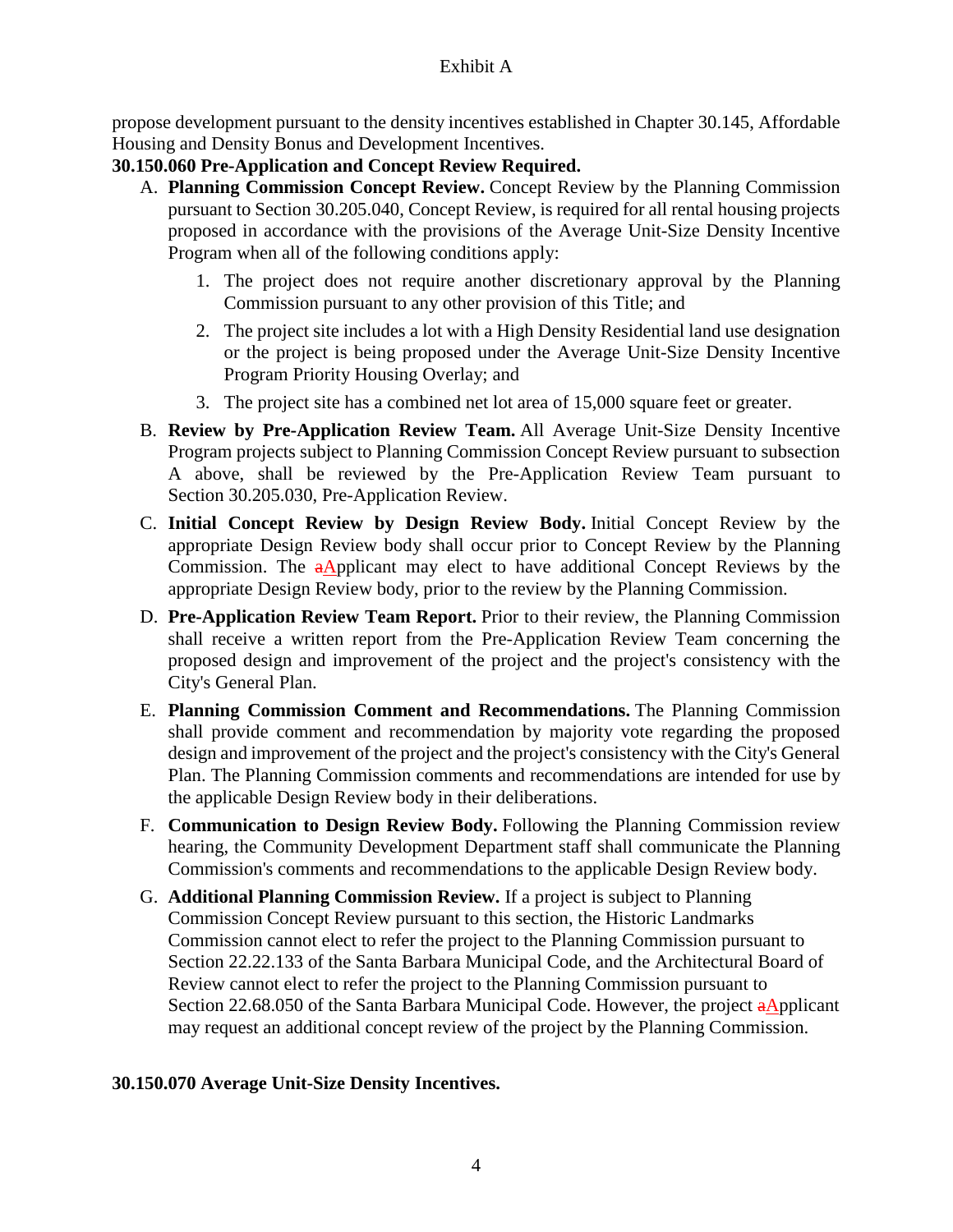propose development pursuant to the density incentives established in Chapter 30.145, Affordable Housing and Density Bonus and Development Incentives.

**30.150.060 Pre-Application and Concept Review Required.**

A. **Planning Commission Concept Review.** Concept Review by the Planning Commission pursuant to Section 30.205.040, Concept Review, is required for all rental housing projects proposed in accordance with the provisions of the Average Unit-Size Density Incentive Program when all of the following conditions apply:

   1. The project does not require another discretionary approval by the Planning Commission pursuant to any other provision of this Title; and

   2. The project site includes a lot with a High Density Residential land use designation or the project is being proposed under the Average Unit-Size Density Incentive Program Priority Housing Overlay; and

   3. The project site has a combined net lot area of 15,000 square feet or greater.

B. **Review by Pre-Application Review Team.** All Average Unit-Size Density Incentive Program projects subject to Planning Commission Concept Review pursuant to subsection A above, shall be reviewed by the Pre-Application Review Team pursuant to Section 30.205.030, Pre-Application Review.

C. **Initial Concept Review by Design Review Body.** Initial Concept Review by the appropriate Design Review body shall occur prior to Concept Review by the Planning Commission. The ~~a~~Applicant may elect to have additional Concept Reviews by the appropriate Design Review body, prior to the review by the Planning Commission.

D. **Pre-Application Review Team Report.** Prior to their review, the Planning Commission shall receive a written report from the Pre-Application Review Team concerning the proposed design and improvement of the project and the project's consistency with the City's General Plan.

E. **Planning Commission Comment and Recommendations.** The Planning Commission shall provide comment and recommendation by majority vote regarding the proposed design and improvement of the project and the project's consistency with the City's General Plan. The Planning Commission comments and recommendations are intended for use by the applicable Design Review body in their deliberations.

F. **Communication to Design Review Body.** Following the Planning Commission review hearing, the Community Development Department staff shall communicate the Planning Commission's comments and recommendations to the applicable Design Review body.

G. **Additional Planning Commission Review.** If a project is subject to Planning Commission Concept Review pursuant to this section, the Historic Landmarks Commission cannot elect to refer the project to the Planning Commission pursuant to Section 22.22.133 of the Santa Barbara Municipal Code, and the Architectural Board of Review cannot elect to refer the project to the Planning Commission pursuant to Section 22.68.050 of the Santa Barbara Municipal Code. However, the project ~~a~~Applicant may request an additional concept review of the project by the Planning Commission.

**30.150.070 Average Unit-Size Density Incentives.**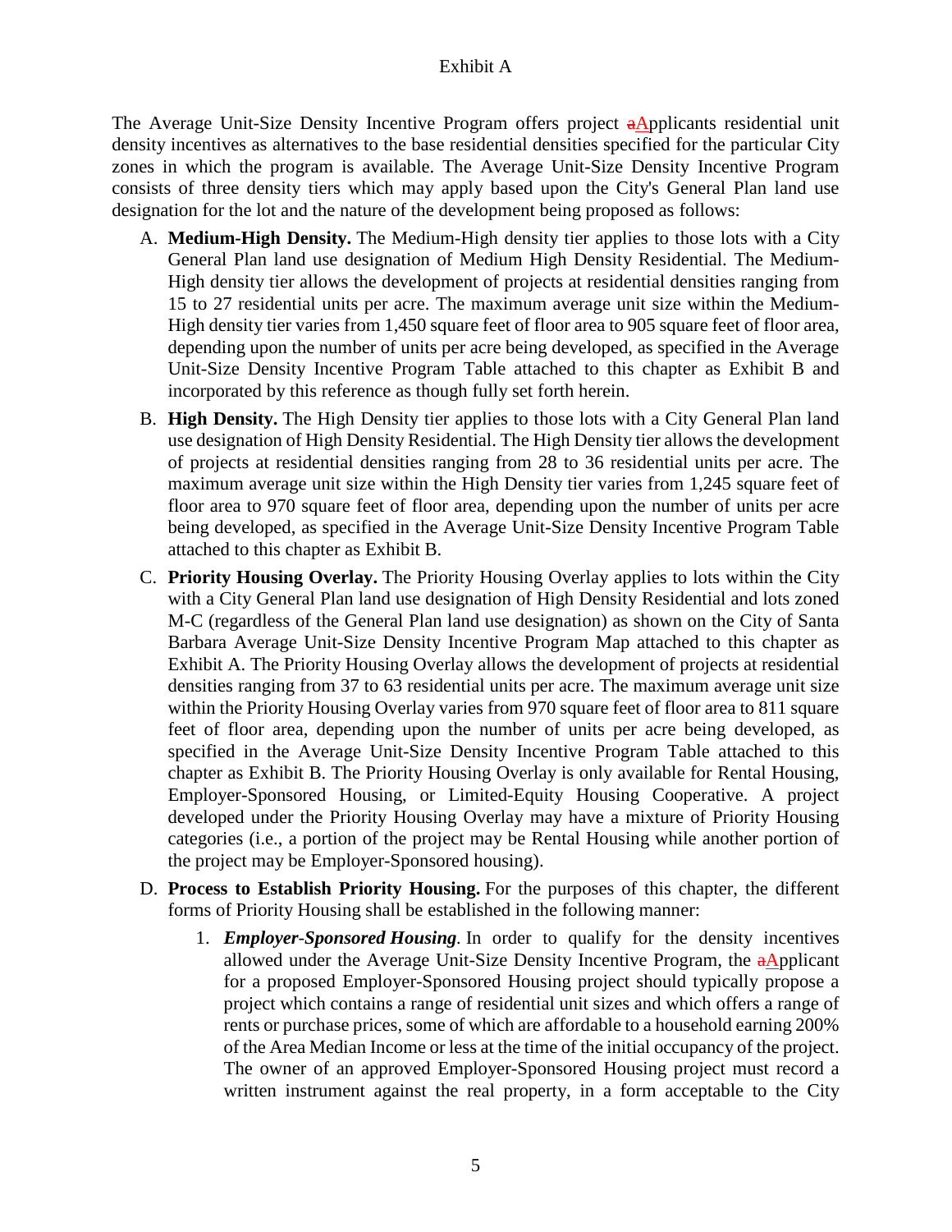Exhibit A

The Average Unit-Size Density Incentive Program offers project ~~a~~Applicants residential unit density incentives as alternatives to the base residential densities specified for the particular City zones in which the program is available. The Average Unit-Size Density Incentive Program consists of three density tiers which may apply based upon the City's General Plan land use designation for the lot and the nature of the development being proposed as follows:

A. **Medium-High Density.** The Medium-High density tier applies to those lots with a City General Plan land use designation of Medium High Density Residential. The Medium-High density tier allows the development of projects at residential densities ranging from 15 to 27 residential units per acre. The maximum average unit size within the Medium-High density tier varies from 1,450 square feet of floor area to 905 square feet of floor area, depending upon the number of units per acre being developed, as specified in the Average Unit-Size Density Incentive Program Table attached to this chapter as Exhibit B and incorporated by this reference as though fully set forth herein.

B. **High Density.** The High Density tier applies to those lots with a City General Plan land use designation of High Density Residential. The High Density tier allows the development of projects at residential densities ranging from 28 to 36 residential units per acre. The maximum average unit size within the High Density tier varies from 1,245 square feet of floor area to 970 square feet of floor area, depending upon the number of units per acre being developed, as specified in the Average Unit-Size Density Incentive Program Table attached to this chapter as Exhibit B.

C. **Priority Housing Overlay.** The Priority Housing Overlay applies to lots within the City with a City General Plan land use designation of High Density Residential and lots zoned M-C (regardless of the General Plan land use designation) as shown on the City of Santa Barbara Average Unit-Size Density Incentive Program Map attached to this chapter as Exhibit A. The Priority Housing Overlay allows the development of projects at residential densities ranging from 37 to 63 residential units per acre. The maximum average unit size within the Priority Housing Overlay varies from 970 square feet of floor area to 811 square feet of floor area, depending upon the number of units per acre being developed, as specified in the Average Unit-Size Density Incentive Program Table attached to this chapter as Exhibit B. The Priority Housing Overlay is only available for Rental Housing, Employer-Sponsored Housing, or Limited-Equity Housing Cooperative. A project developed under the Priority Housing Overlay may have a mixture of Priority Housing categories (i.e., a portion of the project may be Rental Housing while another portion of the project may be Employer-Sponsored housing).

D. **Process to Establish Priority Housing.** For the purposes of this chapter, the different forms of Priority Housing shall be established in the following manner:

   1. ***Employer-Sponsored Housing***. In order to qualify for the density incentives allowed under the Average Unit-Size Density Incentive Program, the ~~a~~Applicant for a proposed Employer-Sponsored Housing project should typically propose a project which contains a range of residential unit sizes and which offers a range of rents or purchase prices, some of which are affordable to a household earning 200% of the Area Median Income or less at the time of the initial occupancy of the project. The owner of an approved Employer-Sponsored Housing project must record a written instrument against the real property, in a form acceptable to the City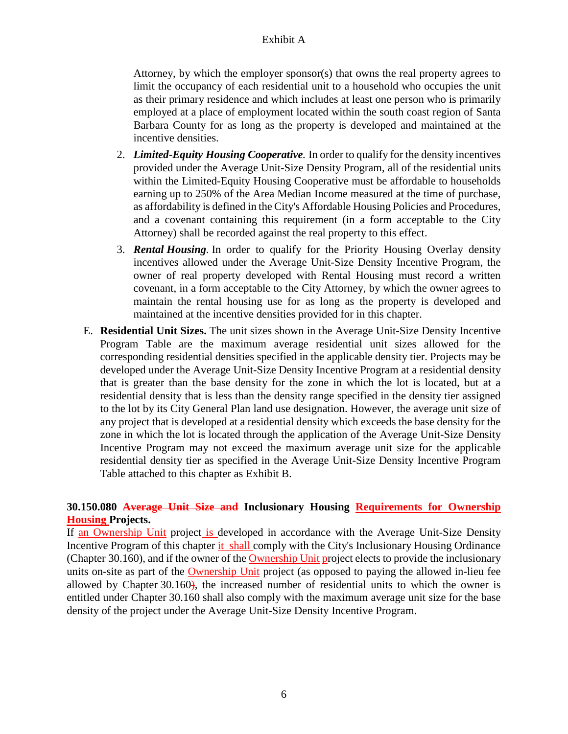Attorney, by which the employer sponsor(s) that owns the real property agrees to limit the occupancy of each residential unit to a household who occupies the unit as their primary residence and which includes at least one person who is primarily employed at a place of employment located within the south coast region of Santa Barbara County for as long as the property is developed and maintained at the incentive densities.

2. ***Limited-Equity Housing Cooperative.*** In order to qualify for the density incentives provided under the Average Unit-Size Density Program, all of the residential units within the Limited-Equity Housing Cooperative must be affordable to households earning up to 250% of the Area Median Income measured at the time of purchase, as affordability is defined in the City's Affordable Housing Policies and Procedures, and a covenant containing this requirement (in a form acceptable to the City Attorney) shall be recorded against the real property to this effect.

3. ***Rental Housing.*** In order to qualify for the Priority Housing Overlay density incentives allowed under the Average Unit-Size Density Incentive Program, the owner of real property developed with Rental Housing must record a written covenant, in a form acceptable to the City Attorney, by which the owner agrees to maintain the rental housing use for as long as the property is developed and maintained at the incentive densities provided for in this chapter.

E. **Residential Unit Sizes.** The unit sizes shown in the Average Unit-Size Density Incentive Program Table are the maximum average residential unit sizes allowed for the corresponding residential densities specified in the applicable density tier. Projects may be developed under the Average Unit-Size Density Incentive Program at a residential density that is greater than the base density for the zone in which the lot is located, but at a residential density that is less than the density range specified in the density tier assigned to the lot by its City General Plan land use designation. However, the average unit size of any project that is developed at a residential density which exceeds the base density for the zone in which the lot is located through the application of the Average Unit-Size Density Incentive Program may not exceed the maximum average unit size for the applicable residential density tier as specified in the Average Unit-Size Density Incentive Program Table attached to this chapter as Exhibit B.

**30.150.080 ~~Average Unit Size and~~ Inclusionary Housing Requirements for Ownership Housing Projects.**

If an Ownership Unit project is developed in accordance with the Average Unit-Size Density Incentive Program of this chapter it shall comply with the City's Inclusionary Housing Ordinance (Chapter 30.160), and if the owner of the Ownership Unit project elects to provide the inclusionary units on-site as part of the Ownership Unit project (as opposed to paying the allowed in-lieu fee allowed by Chapter 30.160~~)~~, the increased number of residential units to which the owner is entitled under Chapter 30.160 shall also comply with the maximum average unit size for the base density of the project under the Average Unit-Size Density Incentive Program.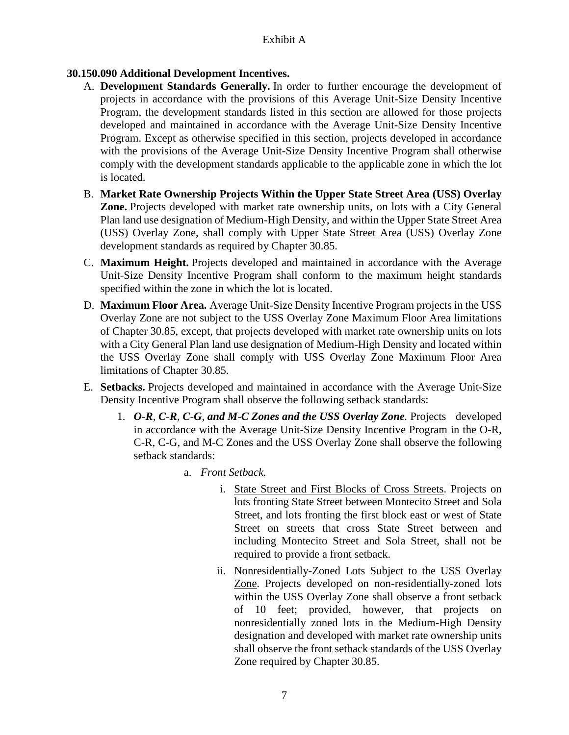Exhibit A

**30.150.090 Additional Development Incentives.**

A. **Development Standards Generally.** In order to further encourage the development of projects in accordance with the provisions of this Average Unit-Size Density Incentive Program, the development standards listed in this section are allowed for those projects developed and maintained in accordance with the Average Unit-Size Density Incentive Program. Except as otherwise specified in this section, projects developed in accordance with the provisions of the Average Unit-Size Density Incentive Program shall otherwise comply with the development standards applicable to the applicable zone in which the lot is located.

B. **Market Rate Ownership Projects Within the Upper State Street Area (USS) Overlay Zone.** Projects developed with market rate ownership units, on lots with a City General Plan land use designation of Medium-High Density, and within the Upper State Street Area (USS) Overlay Zone, shall comply with Upper State Street Area (USS) Overlay Zone development standards as required by Chapter 30.85.

C. **Maximum Height.** Projects developed and maintained in accordance with the Average Unit-Size Density Incentive Program shall conform to the maximum height standards specified within the zone in which the lot is located.

D. **Maximum Floor Area.** Average Unit-Size Density Incentive Program projects in the USS Overlay Zone are not subject to the USS Overlay Zone Maximum Floor Area limitations of Chapter 30.85, except, that projects developed with market rate ownership units on lots with a City General Plan land use designation of Medium-High Density and located within the USS Overlay Zone shall comply with USS Overlay Zone Maximum Floor Area limitations of Chapter 30.85.

E. **Setbacks.** Projects developed and maintained in accordance with the Average Unit-Size Density Incentive Program shall observe the following setback standards:

1. ***O-R, C-R, C-G, and M-C Zones and the USS Overlay Zone.*** Projects developed in accordance with the Average Unit-Size Density Incentive Program in the O-R, C-R, C-G, and M-C Zones and the USS Overlay Zone shall observe the following setback standards:

    a. *Front Setback.*

    i. <u>State Street and First Blocks of Cross Streets</u>. Projects on lots fronting State Street between Montecito Street and Sola Street, and lots fronting the first block east or west of State Street on streets that cross State Street between and including Montecito Street and Sola Street, shall not be required to provide a front setback.

    ii. <u>Nonresidentially-Zoned Lots Subject to the USS Overlay Zone</u>. Projects developed on non-residentially-zoned lots within the USS Overlay Zone shall observe a front setback of 10 feet; provided, however, that projects on nonresidentially zoned lots in the Medium-High Density designation and developed with market rate ownership units shall observe the front setback standards of the USS Overlay Zone required by Chapter 30.85.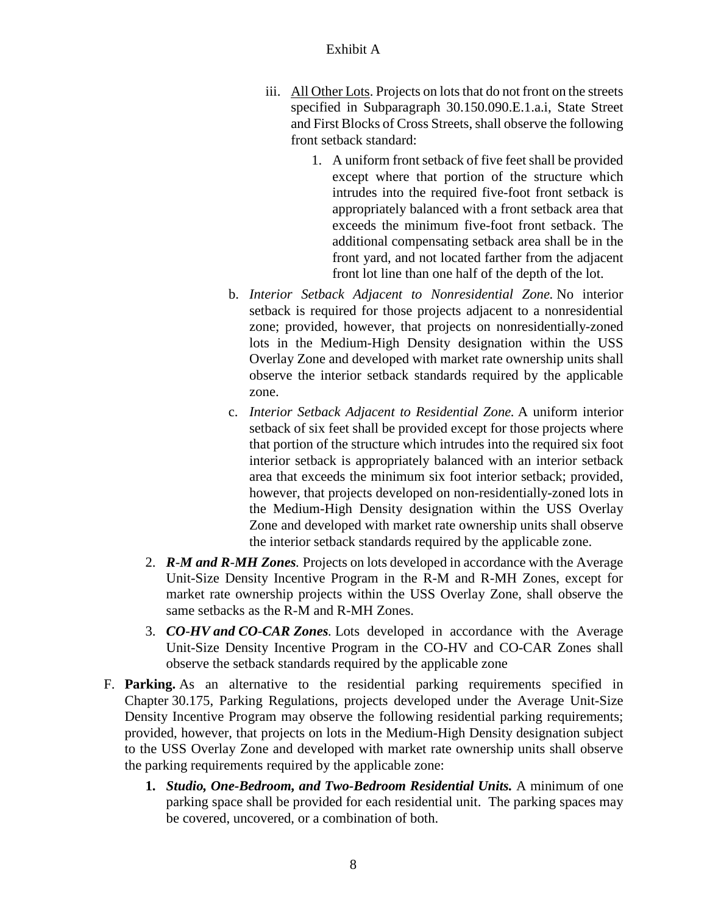Exhibit A

iii. <u>All Other Lots</u>. Projects on lots that do not front on the streets specified in Subparagraph 30.150.090.E.1.a.i, State Street and First Blocks of Cross Streets, shall observe the following front setback standard:

1. A uniform front setback of five feet shall be provided except where that portion of the structure which intrudes into the required five-foot front setback is appropriately balanced with a front setback area that exceeds the minimum five-foot front setback. The additional compensating setback area shall be in the front yard, and not located farther from the adjacent front lot line than one half of the depth of the lot.

b. *Interior Setback Adjacent to Nonresidential Zone.* No interior setback is required for those projects adjacent to a nonresidential zone; provided, however, that projects on nonresidentially-zoned lots in the Medium-High Density designation within the USS Overlay Zone and developed with market rate ownership units shall observe the interior setback standards required by the applicable zone.

c. *Interior Setback Adjacent to Residential Zone.* A uniform interior setback of six feet shall be provided except for those projects where that portion of the structure which intrudes into the required six foot interior setback is appropriately balanced with an interior setback area that exceeds the minimum six foot interior setback; provided, however, that projects developed on non-residentially-zoned lots in the Medium-High Density designation within the USS Overlay Zone and developed with market rate ownership units shall observe the interior setback standards required by the applicable zone.

2. ***R-M and R-MH Zones.*** Projects on lots developed in accordance with the Average Unit-Size Density Incentive Program in the R-M and R-MH Zones, except for market rate ownership projects within the USS Overlay Zone, shall observe the same setbacks as the R-M and R-MH Zones.

3. ***CO-HV and CO-CAR Zones.*** Lots developed in accordance with the Average Unit-Size Density Incentive Program in the CO-HV and CO-CAR Zones shall observe the setback standards required by the applicable zone

F. **Parking.** As an alternative to the residential parking requirements specified in Chapter 30.175, Parking Regulations, projects developed under the Average Unit-Size Density Incentive Program may observe the following residential parking requirements; provided, however, that projects on lots in the Medium-High Density designation subject to the USS Overlay Zone and developed with market rate ownership units shall observe the parking requirements required by the applicable zone:

1. ***Studio, One-Bedroom, and Two-Bedroom Residential Units.*** A minimum of one parking space shall be provided for each residential unit. The parking spaces may be covered, uncovered, or a combination of both.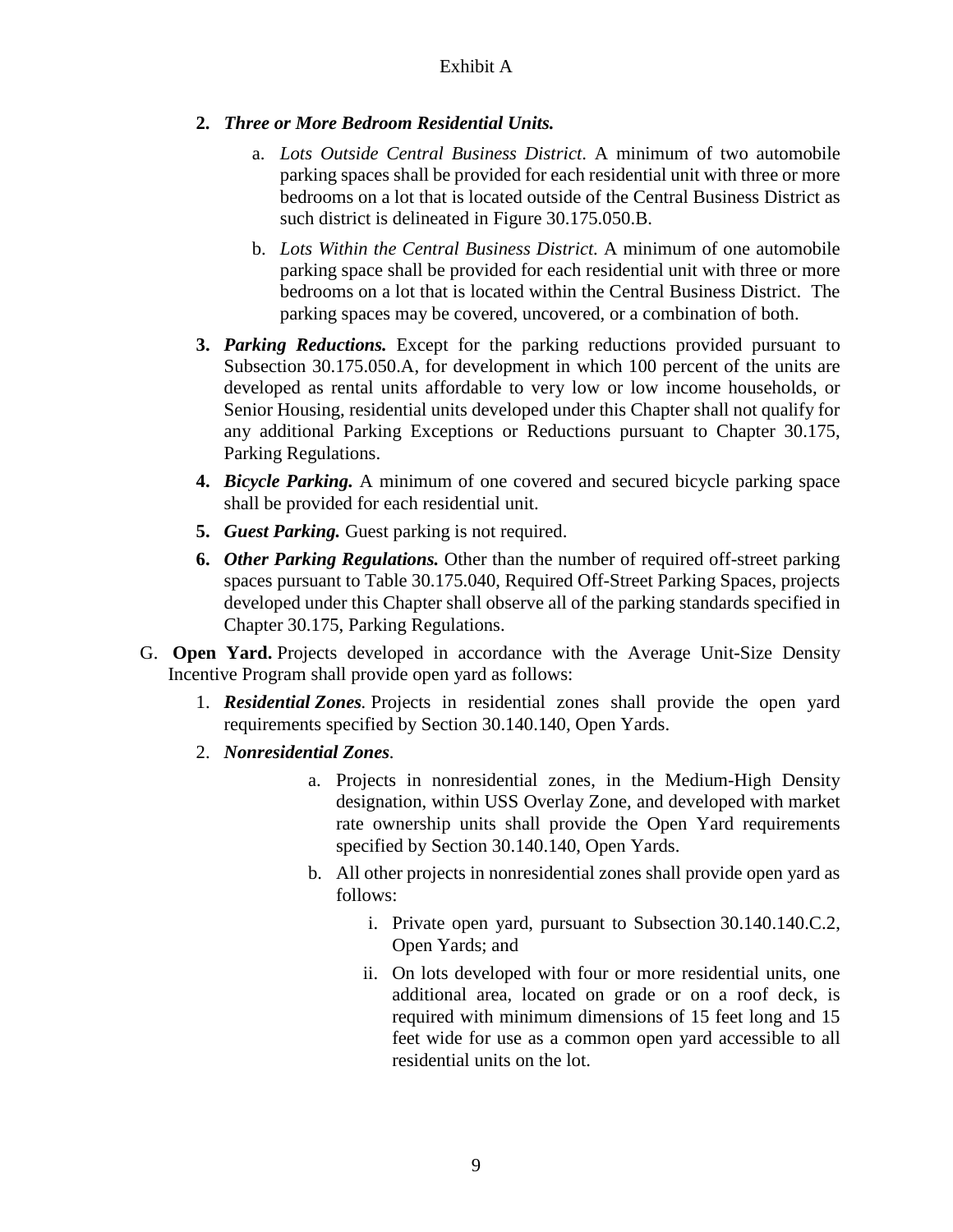2. ***Three or More Bedroom Residential Units.***

   a. *Lots Outside Central Business District*. A minimum of two automobile parking spaces shall be provided for each residential unit with three or more bedrooms on a lot that is located outside of the Central Business District as such district is delineated in Figure 30.175.050.B.

   b. *Lots Within the Central Business District*. A minimum of one automobile parking space shall be provided for each residential unit with three or more bedrooms on a lot that is located within the Central Business District. The parking spaces may be covered, uncovered, or a combination of both.

3. ***Parking Reductions.*** Except for the parking reductions provided pursuant to Subsection 30.175.050.A, for development in which 100 percent of the units are developed as rental units affordable to very low or low income households, or Senior Housing, residential units developed under this Chapter shall not qualify for any additional Parking Exceptions or Reductions pursuant to Chapter 30.175, Parking Regulations.

4. ***Bicycle Parking.*** A minimum of one covered and secured bicycle parking space shall be provided for each residential unit.

5. ***Guest Parking.*** Guest parking is not required.

6. ***Other Parking Regulations.*** Other than the number of required off-street parking spaces pursuant to Table 30.175.040, Required Off-Street Parking Spaces, projects developed under this Chapter shall observe all of the parking standards specified in Chapter 30.175, Parking Regulations.

G. **Open Yard.** Projects developed in accordance with the Average Unit-Size Density Incentive Program shall provide open yard as follows:

1. ***Residential Zones***. Projects in residential zones shall provide the open yard requirements specified by Section 30.140.140, Open Yards.

2. ***Nonresidential Zones***.

   a. Projects in nonresidential zones, in the Medium-High Density designation, within USS Overlay Zone, and developed with market rate ownership units shall provide the Open Yard requirements specified by Section 30.140.140, Open Yards.

   b. All other projects in nonresidential zones shall provide open yard as follows:

      i. Private open yard, pursuant to Subsection 30.140.140.C.2, Open Yards; and

      ii. On lots developed with four or more residential units, one additional area, located on grade or on a roof deck, is required with minimum dimensions of 15 feet long and 15 feet wide for use as a common open yard accessible to all residential units on the lot.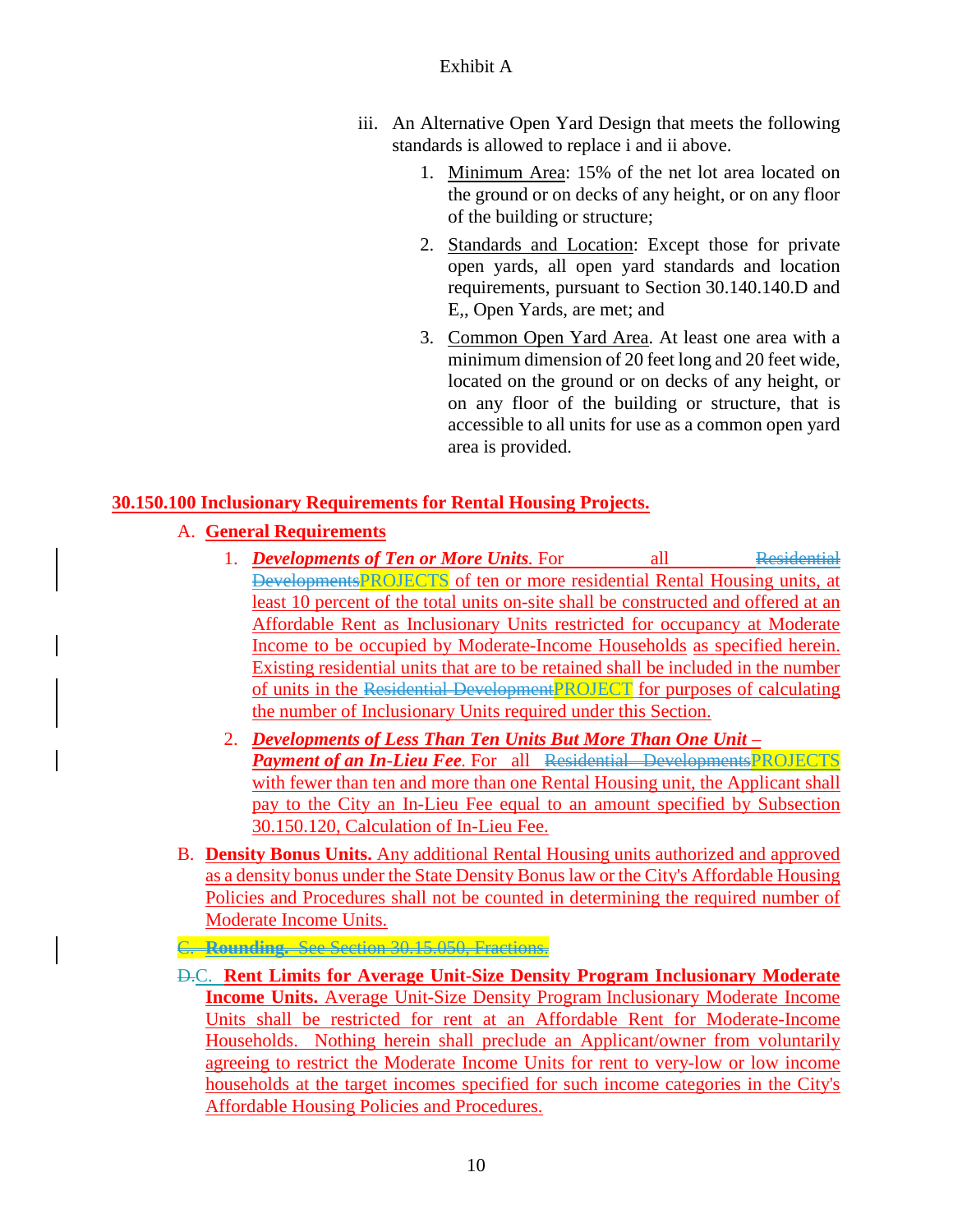Exhibit A

iii. An Alternative Open Yard Design that meets the following standards is allowed to replace i and ii above.

1. Minimum Area: 15% of the net lot area located on the ground or on decks of any height, or on any floor of the building or structure;
2. Standards and Location: Except those for private open yards, all open yard standards and location requirements, pursuant to Section 30.140.140.D and E,, Open Yards, are met; and
3. Common Open Yard Area. At least one area with a minimum dimension of 20 feet long and 20 feet wide, located on the ground or on decks of any height, or on any floor of the building or structure, that is accessible to all units for use as a common open yard area is provided.

**30.150.100 Inclusionary Requirements for Rental Housing Projects.**

A. **General Requirements**

1. ***Developments of Ten or More Units***. For all ~~Residential Developments~~PROJECTS of ten or more residential Rental Housing units, at least 10 percent of the total units on-site shall be constructed and offered at an Affordable Rent as Inclusionary Units restricted for occupancy at Moderate Income to be occupied by Moderate-Income Households as specified herein. Existing residential units that are to be retained shall be included in the number of units in the ~~Residential Development~~PROJECT for purposes of calculating the number of Inclusionary Units required under this Section.
2. ***Developments of Less Than Ten Units But More Than One Unit – Payment of an In-Lieu Fee***. For all ~~Residential Developments~~PROJECTS with fewer than ten and more than one Rental Housing unit, the Applicant shall pay to the City an In-Lieu Fee equal to an amount specified by Subsection 30.150.120, Calculation of In-Lieu Fee.

B. **Density Bonus Units.** Any additional Rental Housing units authorized and approved as a density bonus under the State Density Bonus law or the City's Affordable Housing Policies and Procedures shall not be counted in determining the required number of Moderate Income Units.

~~C. **Rounding.** See Section 30.15.050, Fractions.~~

~~D.~~C. **Rent Limits for Average Unit-Size Density Program Inclusionary Moderate Income Units.** Average Unit-Size Density Program Inclusionary Moderate Income Units shall be restricted for rent at an Affordable Rent for Moderate-Income Households. Nothing herein shall preclude an Applicant/owner from voluntarily agreeing to restrict the Moderate Income Units for rent to very-low or low income households at the target incomes specified for such income categories in the City's Affordable Housing Policies and Procedures.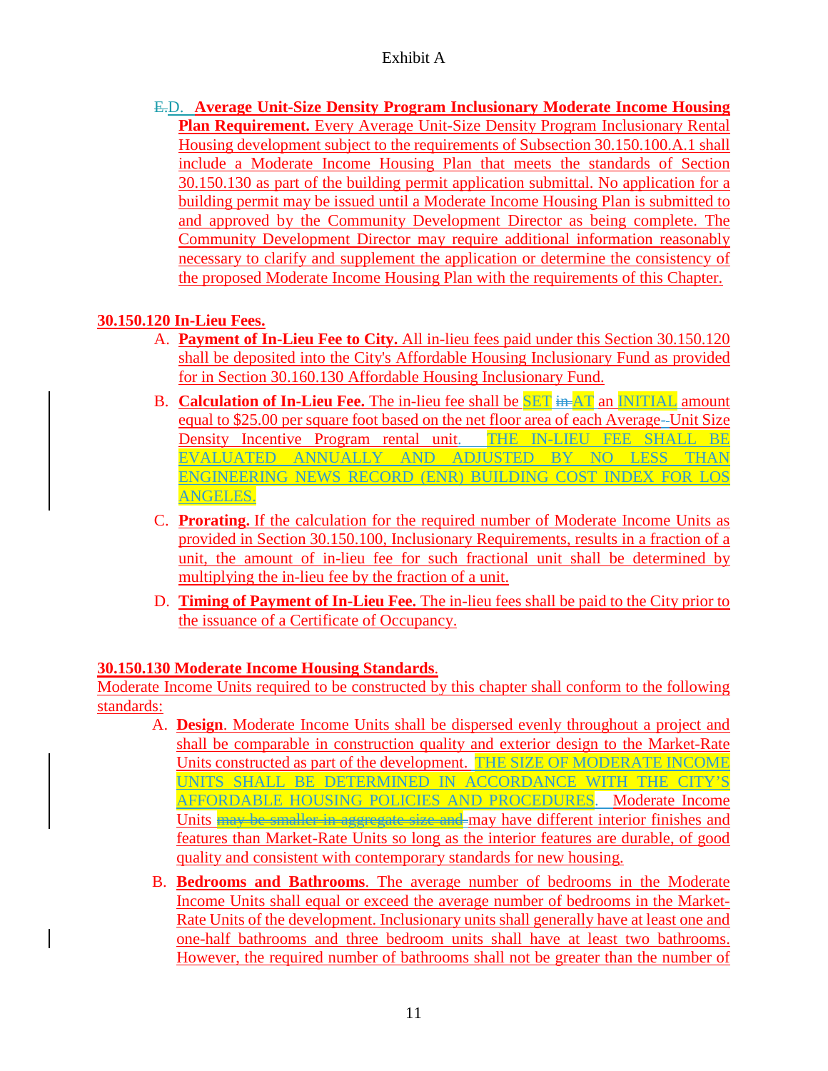Exhibit A

~~E.~~D. **Average Unit-Size Density Program Inclusionary Moderate Income Housing Plan Requirement.** Every Average Unit-Size Density Program Inclusionary Rental Housing development subject to the requirements of Subsection 30.150.100.A.1 shall include a Moderate Income Housing Plan that meets the standards of Section 30.150.130 as part of the building permit application submittal. No application for a building permit may be issued until a Moderate Income Housing Plan is submitted to and approved by the Community Development Director as being complete. The Community Development Director may require additional information reasonably necessary to clarify and supplement the application or determine the consistency of the proposed Moderate Income Housing Plan with the requirements of this Chapter.

## 30.150.120 In-Lieu Fees.

A. **Payment of In-Lieu Fee to City.** All in-lieu fees paid under this Section 30.150.120 shall be deposited into the City's Affordable Housing Inclusionary Fund as provided for in Section 30.160.130 Affordable Housing Inclusionary Fund.

B. **Calculation of In-Lieu Fee.** The in-lieu fee shall be SET ~~in~~ AT an INITIAL amount equal to $25.00 per square foot based on the net floor area of each Average-Unit Size Density Incentive Program rental unit. THE IN-LIEU FEE SHALL BE EVALUATED ANNUALLY AND ADJUSTED BY NO LESS THAN ENGINEERING NEWS RECORD (ENR) BUILDING COST INDEX FOR LOS ANGELES.

C. **Prorating.** If the calculation for the required number of Moderate Income Units as provided in Section 30.150.100, Inclusionary Requirements, results in a fraction of a unit, the amount of in-lieu fee for such fractional unit shall be determined by multiplying the in-lieu fee by the fraction of a unit.

D. **Timing of Payment of In-Lieu Fee.** The in-lieu fees shall be paid to the City prior to the issuance of a Certificate of Occupancy.

## 30.150.130 Moderate Income Housing Standards.

Moderate Income Units required to be constructed by this chapter shall conform to the following standards:

A. **Design**. Moderate Income Units shall be dispersed evenly throughout a project and shall be comparable in construction quality and exterior design to the Market-Rate Units constructed as part of the development. THE SIZE OF MODERATE INCOME UNITS SHALL BE DETERMINED IN ACCORDANCE WITH THE CITY'S AFFORDABLE HOUSING POLICIES AND PROCEDURES. Moderate Income Units ~~may be smaller in aggregate size and~~ may have different interior finishes and features than Market-Rate Units so long as the interior features are durable, of good quality and consistent with contemporary standards for new housing.

B. **Bedrooms and Bathrooms**. The average number of bedrooms in the Moderate Income Units shall equal or exceed the average number of bedrooms in the Market-Rate Units of the development. Inclusionary units shall generally have at least one and one-half bathrooms and three bedroom units shall have at least two bathrooms. However, the required number of bathrooms shall not be greater than the number of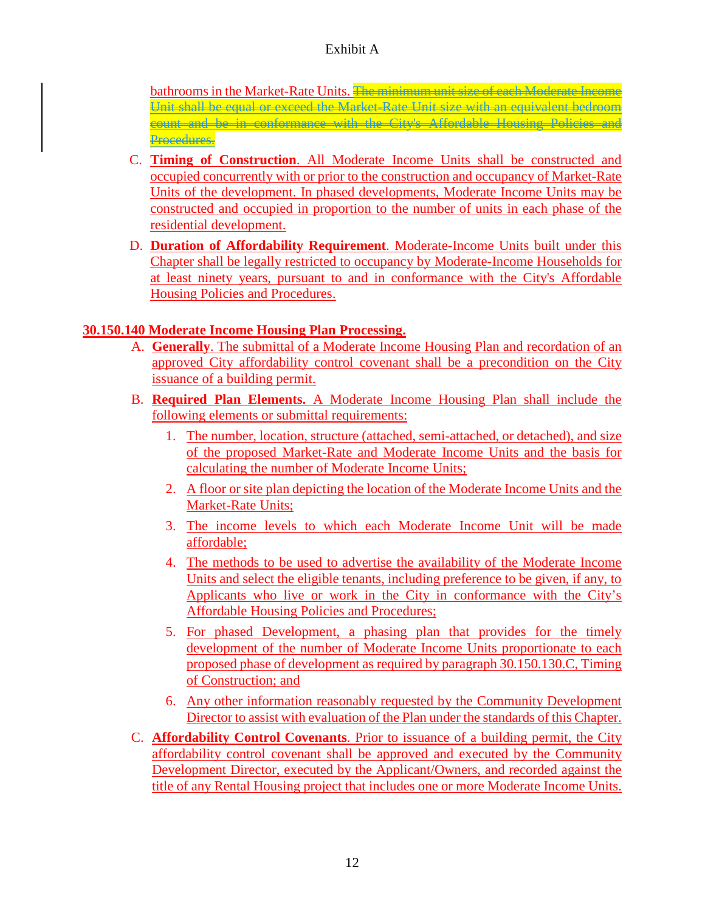bathrooms in the Market-Rate Units. ~~The minimum unit size of each Moderate Income Unit shall be equal or exceed the Market-Rate Unit size with an equivalent bedroom count and be in conformance with the City's Affordable Housing Policies and Procedures.~~

C. **Timing of Construction**. All Moderate Income Units shall be constructed and occupied concurrently with or prior to the construction and occupancy of Market-Rate Units of the development. In phased developments, Moderate Income Units may be constructed and occupied in proportion to the number of units in each phase of the residential development.

D. **Duration of Affordability Requirement**. Moderate-Income Units built under this Chapter shall be legally restricted to occupancy by Moderate-Income Households for at least ninety years, pursuant to and in conformance with the City's Affordable Housing Policies and Procedures.

**30.150.140 Moderate Income Housing Plan Processing.**

A. **Generally**. The submittal of a Moderate Income Housing Plan and recordation of an approved City affordability control covenant shall be a precondition on the City issuance of a building permit.

B. **Required Plan Elements.** A Moderate Income Housing Plan shall include the following elements or submittal requirements:

1. The number, location, structure (attached, semi-attached, or detached), and size of the proposed Market-Rate and Moderate Income Units and the basis for calculating the number of Moderate Income Units;
2. A floor or site plan depicting the location of the Moderate Income Units and the Market-Rate Units;
3. The income levels to which each Moderate Income Unit will be made affordable;
4. The methods to be used to advertise the availability of the Moderate Income Units and select the eligible tenants, including preference to be given, if any, to Applicants who live or work in the City in conformance with the City's Affordable Housing Policies and Procedures;
5. For phased Development, a phasing plan that provides for the timely development of the number of Moderate Income Units proportionate to each proposed phase of development as required by paragraph 30.150.130.C, Timing of Construction; and
6. Any other information reasonably requested by the Community Development Director to assist with evaluation of the Plan under the standards of this Chapter.

C. **Affordability Control Covenants**. Prior to issuance of a building permit, the City affordability control covenant shall be approved and executed by the Community Development Director, executed by the Applicant/Owners, and recorded against the title of any Rental Housing project that includes one or more Moderate Income Units.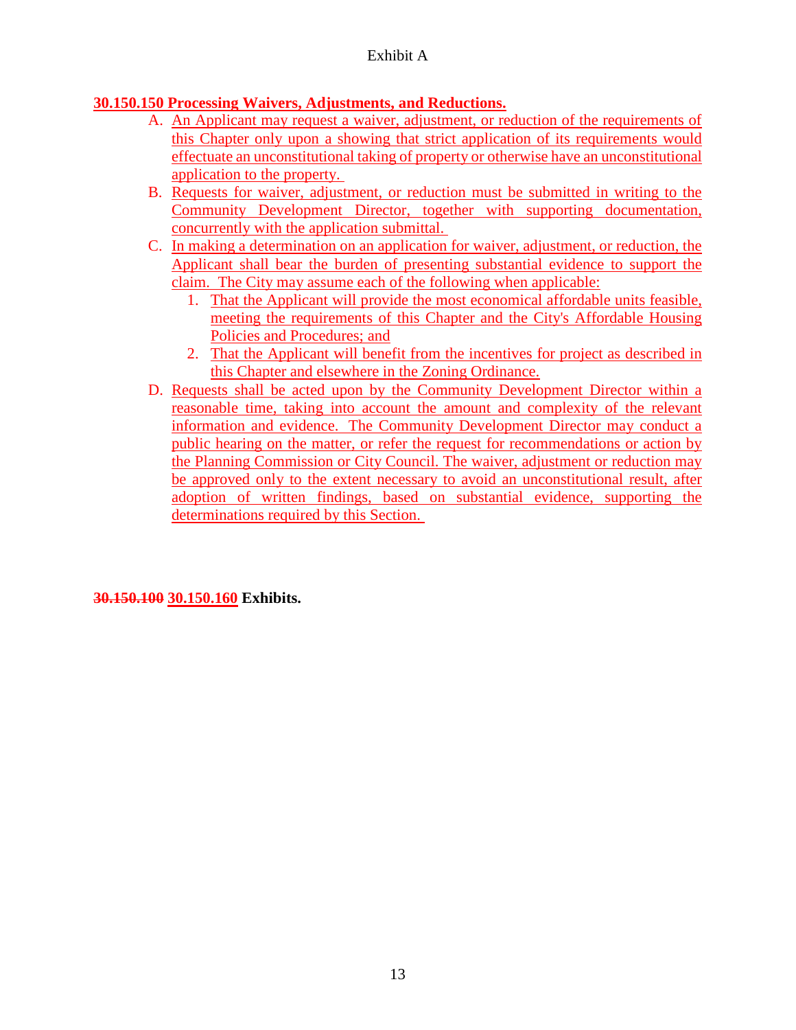Exhibit A

**30.150.150 Processing Waivers, Adjustments, and Reductions.**

A. An Applicant may request a waiver, adjustment, or reduction of the requirements of this Chapter only upon a showing that strict application of its requirements would effectuate an unconstitutional taking of property or otherwise have an unconstitutional application to the property.

B. Requests for waiver, adjustment, or reduction must be submitted in writing to the Community Development Director, together with supporting documentation, concurrently with the application submittal.

C. In making a determination on an application for waiver, adjustment, or reduction, the Applicant shall bear the burden of presenting substantial evidence to support the claim. The City may assume each of the following when applicable:

   1. That the Applicant will provide the most economical affordable units feasible, meeting the requirements of this Chapter and the City's Affordable Housing Policies and Procedures; and
   2. That the Applicant will benefit from the incentives for project as described in this Chapter and elsewhere in the Zoning Ordinance.

D. Requests shall be acted upon by the Community Development Director within a reasonable time, taking into account the amount and complexity of the relevant information and evidence. The Community Development Director may conduct a public hearing on the matter, or refer the request for recommendations or action by the Planning Commission or City Council. The waiver, adjustment or reduction may be approved only to the extent necessary to avoid an unconstitutional result, after adoption of written findings, based on substantial evidence, supporting the determinations required by this Section.

**~~30.150.100~~ 30.150.160 Exhibits.**